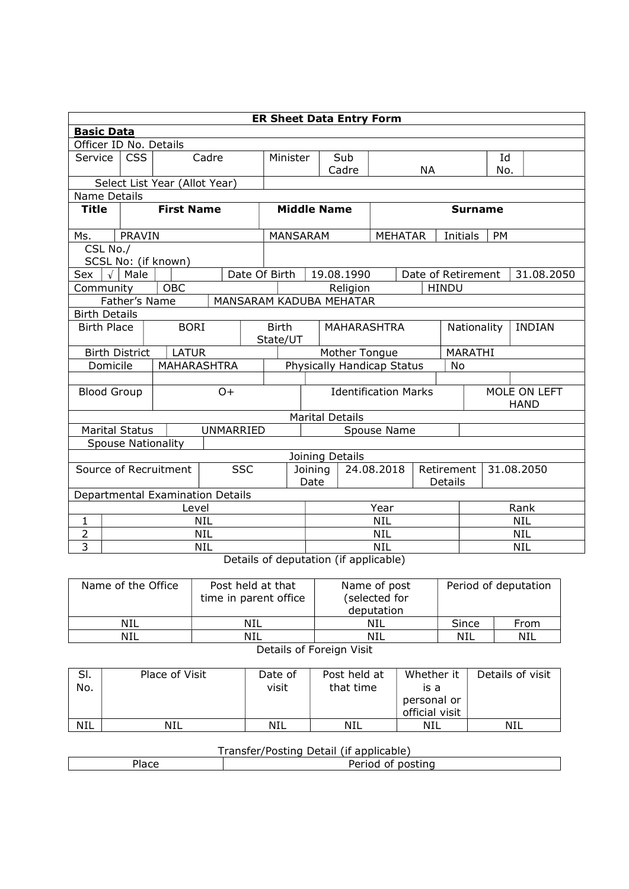# ER Sheet Data Entry Form

**Basic Data**

Officer ID No. Details

| Service | CSS | Cadre | Minister | Sub Cadre | NA | Id No. | |
|---|---|---|---|---|---|---|---|
| Select List Year (Allot Year) | | | | | | | |

Name Details

| Title | First Name | Middle Name | Surname | | |
|---|---|---|---|---|---|
| Ms. | PRAVIN | MANSARAM | MEHATAR | Initials | PM |
| CSL No./ SCSL No: (if known) | | | | | |

| Sex | √ | Male | | Date Of Birth | 19.08.1990 | Date of Retirement | 31.08.2050 |
|---|---|---|---|---|---|---|---|
| Community | OBC | | | Religion | HINDU | | |
| Father's Name | MANSARAM KADUBA MEHATAR | | | | | | |

Birth Details

| Birth Place | BORI | Birth State/UT | MAHARASHTRA | Nationality | INDIAN |
|---|---|---|---|---|---|
| Birth District | LATUR | Mother Tongue | MARATHI | | |
| Domicile | MAHARASHTRA | Physically Handicap Status | No | | |
| | | | | | |
| Blood Group | O+ | Identification Marks | MOLE ON LEFT HAND | | |

Marital Details

| Marital Status | UNMARRIED | Spouse Name | |
|---|---|---|---|
| Spouse Nationality | | | |

Joining Details

| Source of Recruitment | SSC | Joining Date | 24.08.2018 | Retirement Details | 31.08.2050 |
|---|---|---|---|---|---|

Departmental Examination Details

| | Level | Year | Rank |
|---|---|---|---|
| 1 | NIL | NIL | NIL |
| 2 | NIL | NIL | NIL |
| 3 | NIL | NIL | NIL |

Details of deputation (if applicable)

| Name of the Office | Post held at that time in parent office | Name of post (selected for deputation | Period of deputation | |
|---|---|---|---|---|
| | | | Since | From |
| NIL | NIL | NIL | NIL | NIL |

Details of Foreign Visit

| Sl. No. | Place of Visit | Date of visit | Post held at that time | Whether it is a personal or official visit | Details of visit |
|---|---|---|---|---|---|
| NIL | NIL | NIL | NIL | NIL | NIL |

Transfer/Posting Detail (if applicable)

| Place | Period of posting |
|---|---|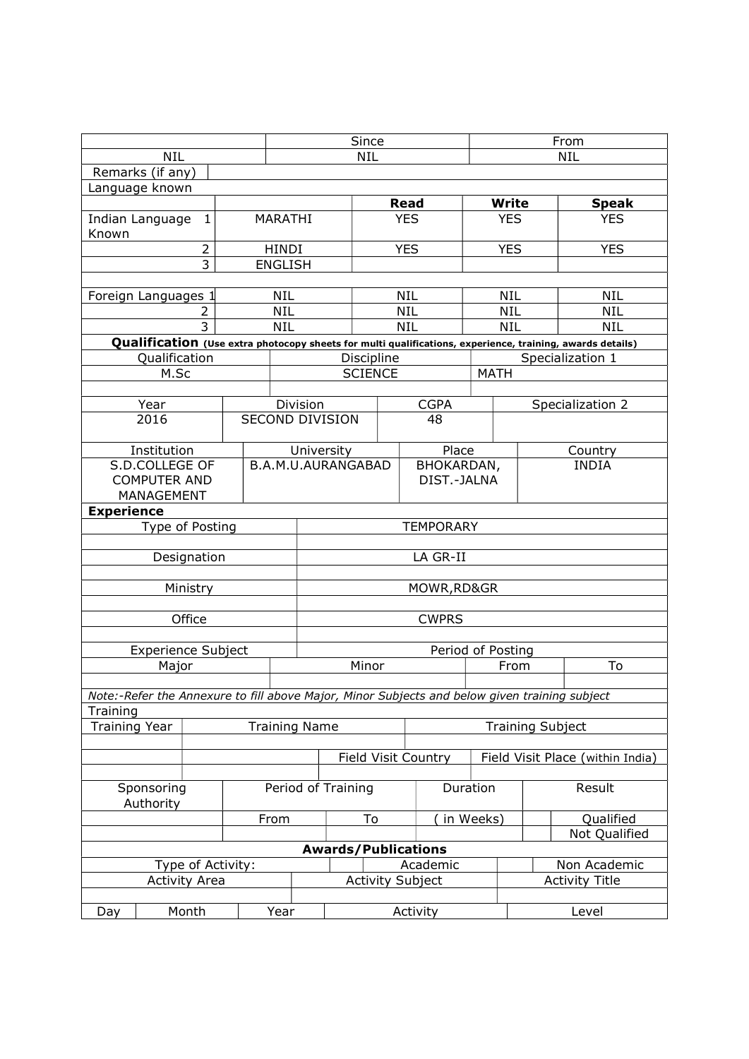| | Since | From |
|---|---|---|
| NIL | NIL | NIL |
| Remarks (if any) | | |

Language known

| | | Read | Write | Speak |
|---|---|---|---|---|
| Indian Language Known 1 | MARATHI | YES | YES | YES |
| 2 | HINDI | YES | YES | YES |
| 3 | ENGLISH | | | |
| | | | | |
| Foreign Languages 1 | NIL | NIL | NIL | NIL |
| 2 | NIL | NIL | NIL | NIL |
| 3 | NIL | NIL | NIL | NIL |

**Qualification** **(Use extra photocopy sheets for multi qualifications, experience, training, awards details)**

| Qualification | Discipline | Specialization 1 |
|---|---|---|
| M.Sc | SCIENCE | MATH |
| | | |

| Year | Division | CGPA | Specialization 2 |
|---|---|---|---|
| 2016 | SECOND DIVISION | 48 | |

| Institution | University | Place | Country |
|---|---|---|---|
| S.D.COLLEGE OF COMPUTER AND MANAGEMENT | B.A.M.U.AURANGABAD | BHOKARDAN, DIST.-JALNA | INDIA |

**Experience**

| | |
|---|---|
| Type of Posting | TEMPORARY |
| | |
| Designation | LA GR-II |
| | |
| Ministry | MOWR,RD&GR |
| | |
| Office | CWPRS |
| | |

| Experience Subject | | Period of Posting | |
|---|---|---|---|
| Major | Minor | From | To |
| | | | |

*Note:-Refer the Annexure to fill above Major, Minor Subjects and below given training subject*

Training

| Training Year | Training Name | | Training Subject |
|---|---|---|---|
| | | | |
| | | Field Visit Country | Field Visit Place (within India) |
| | | | |

| Sponsoring Authority | Period of Training | | Duration | | Result |
|---|---|---|---|---|---|
| | From | To | ( in Weeks) | | Qualified |
| | | | | | Not Qualified |

**Awards/Publications**

| Type of Activity: | | Academic | | Non Academic |
|---|---|---|---|---|
| Activity Area | Activity Subject | | Activity Title | |
| | | | | |

| Day | Month | Year | Activity | Level |
|---|---|---|---|---|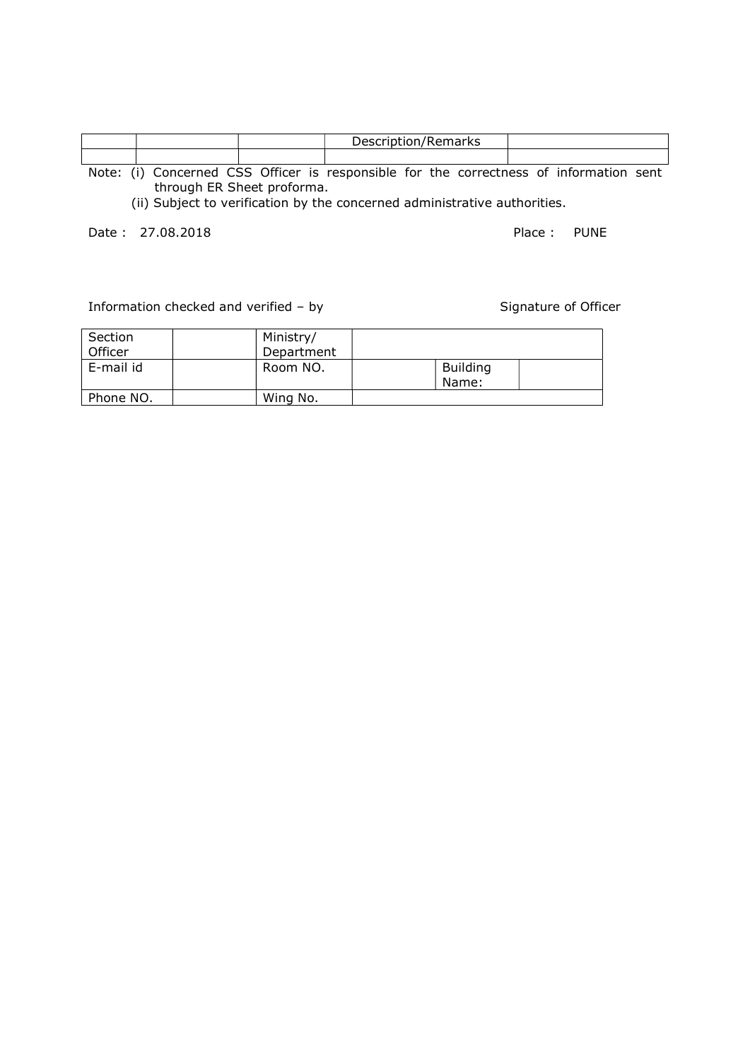| | | | | |
|---|---|---|---|---|
| | | | Description/Remarks | |
| | | | | |

Note: (i) Concerned CSS Officer is responsible for the correctness of information sent through ER Sheet proforma.

(ii) Subject to verification by the concerned administrative authorities.

Date : 27.08.2018 Place : PUNE

Information checked and verified – by Signature of Officer

| | | | | | |
|---|---|---|---|---|---|
| Section Officer | | Ministry/ Department | | | |
| E-mail id | | Room NO. | | Building Name: | |
| Phone NO. | | Wing No. | | | |